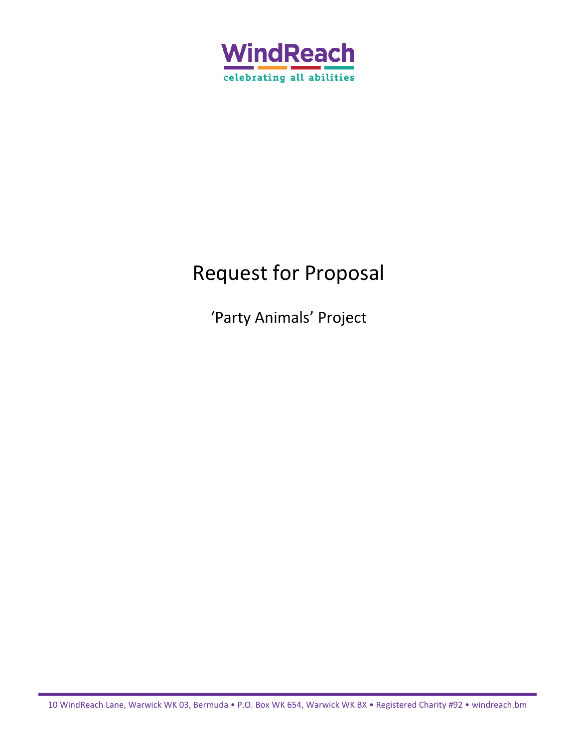WindReach

celebrating all abilities

# Request for Proposal

## 'Party Animals' Project

10 WindReach Lane, Warwick WK 03, Bermuda • P.O. Box WK 654, Warwick WK BX • Registered Charity #92 • windreach.bm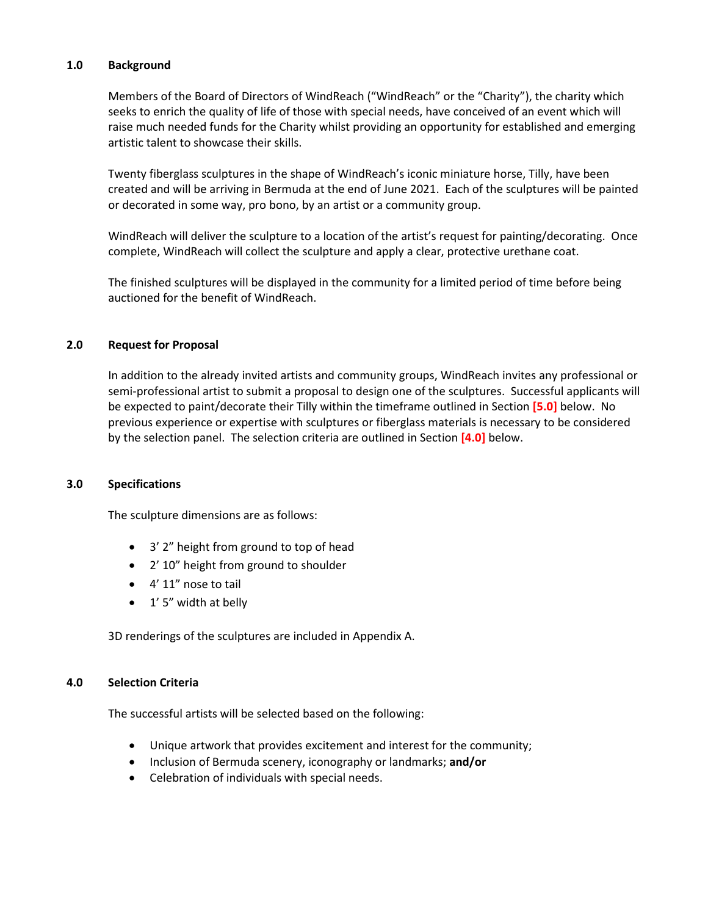## 1.0 Background

Members of the Board of Directors of WindReach ("WindReach" or the "Charity"), the charity which seeks to enrich the quality of life of those with special needs, have conceived of an event which will raise much needed funds for the Charity whilst providing an opportunity for established and emerging artistic talent to showcase their skills.

Twenty fiberglass sculptures in the shape of WindReach's iconic miniature horse, Tilly, have been created and will be arriving in Bermuda at the end of June 2021. Each of the sculptures will be painted or decorated in some way, pro bono, by an artist or a community group.

WindReach will deliver the sculpture to a location of the artist's request for painting/decorating. Once complete, WindReach will collect the sculpture and apply a clear, protective urethane coat.

The finished sculptures will be displayed in the community for a limited period of time before being auctioned for the benefit of WindReach.

## 2.0 Request for Proposal

In addition to the already invited artists and community groups, WindReach invites any professional or semi-professional artist to submit a proposal to design one of the sculptures. Successful applicants will be expected to paint/decorate their Tilly within the timeframe outlined in Section **[5.0]** below. No previous experience or expertise with sculptures or fiberglass materials is necessary to be considered by the selection panel. The selection criteria are outlined in Section **[4.0]** below.

## 3.0 Specifications

The sculpture dimensions are as follows:

- 3' 2" height from ground to top of head
- 2' 10" height from ground to shoulder
- 4' 11" nose to tail
- 1' 5" width at belly

3D renderings of the sculptures are included in Appendix A.

## 4.0 Selection Criteria

The successful artists will be selected based on the following:

- Unique artwork that provides excitement and interest for the community;
- Inclusion of Bermuda scenery, iconography or landmarks; **and/or**
- Celebration of individuals with special needs.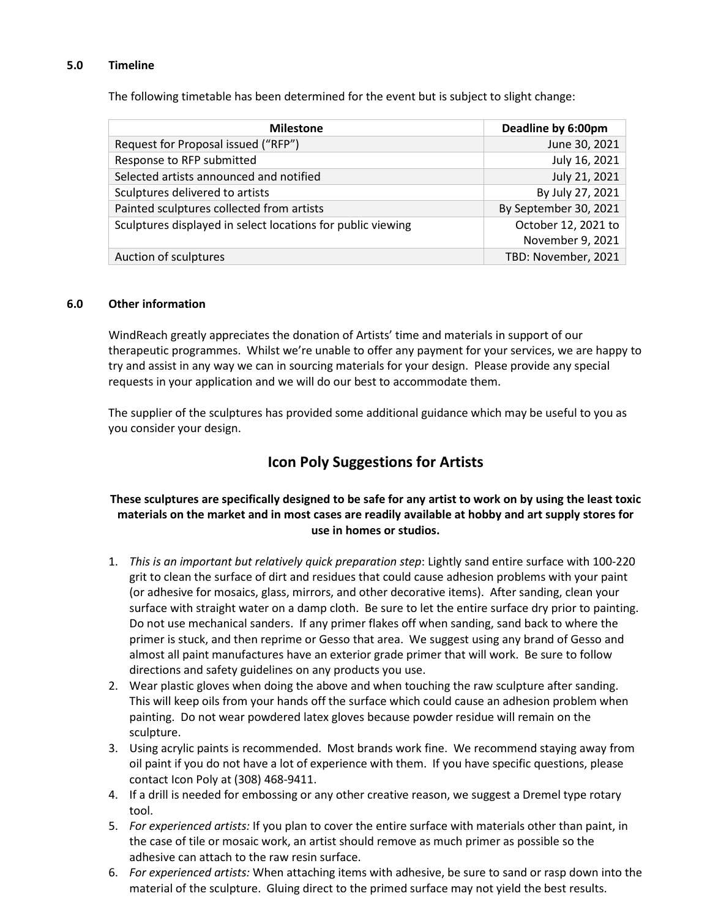## 5.0 Timeline

The following timetable has been determined for the event but is subject to slight change:

| Milestone | Deadline by 6:00pm |
|---|---|
| Request for Proposal issued ("RFP") | June 30, 2021 |
| Response to RFP submitted | July 16, 2021 |
| Selected artists announced and notified | July 21, 2021 |
| Sculptures delivered to artists | By July 27, 2021 |
| Painted sculptures collected from artists | By September 30, 2021 |
| Sculptures displayed in select locations for public viewing | October 12, 2021 to November 9, 2021 |
| Auction of sculptures | TBD: November, 2021 |

## 6.0 Other information

WindReach greatly appreciates the donation of Artists' time and materials in support of our therapeutic programmes. Whilst we're unable to offer any payment for your services, we are happy to try and assist in any way we can in sourcing materials for your design. Please provide any special requests in your application and we will do our best to accommodate them.

The supplier of the sculptures has provided some additional guidance which may be useful to you as you consider your design.

## Icon Poly Suggestions for Artists

**These sculptures are specifically designed to be safe for any artist to work on by using the least toxic materials on the market and in most cases are readily available at hobby and art supply stores for use in homes or studios.**

1. *This is an important but relatively quick preparation step*: Lightly sand entire surface with 100-220 grit to clean the surface of dirt and residues that could cause adhesion problems with your paint (or adhesive for mosaics, glass, mirrors, and other decorative items). After sanding, clean your surface with straight water on a damp cloth. Be sure to let the entire surface dry prior to painting. Do not use mechanical sanders. If any primer flakes off when sanding, sand back to where the primer is stuck, and then reprime or Gesso that area. We suggest using any brand of Gesso and almost all paint manufactures have an exterior grade primer that will work. Be sure to follow directions and safety guidelines on any products you use.
2. Wear plastic gloves when doing the above and when touching the raw sculpture after sanding. This will keep oils from your hands off the surface which could cause an adhesion problem when painting. Do not wear powdered latex gloves because powder residue will remain on the sculpture.
3. Using acrylic paints is recommended. Most brands work fine. We recommend staying away from oil paint if you do not have a lot of experience with them. If you have specific questions, please contact Icon Poly at (308) 468-9411.
4. If a drill is needed for embossing or any other creative reason, we suggest a Dremel type rotary tool.
5. *For experienced artists:* If you plan to cover the entire surface with materials other than paint, in the case of tile or mosaic work, an artist should remove as much primer as possible so the adhesive can attach to the raw resin surface.
6. *For experienced artists:* When attaching items with adhesive, be sure to sand or rasp down into the material of the sculpture. Gluing direct to the primed surface may not yield the best results.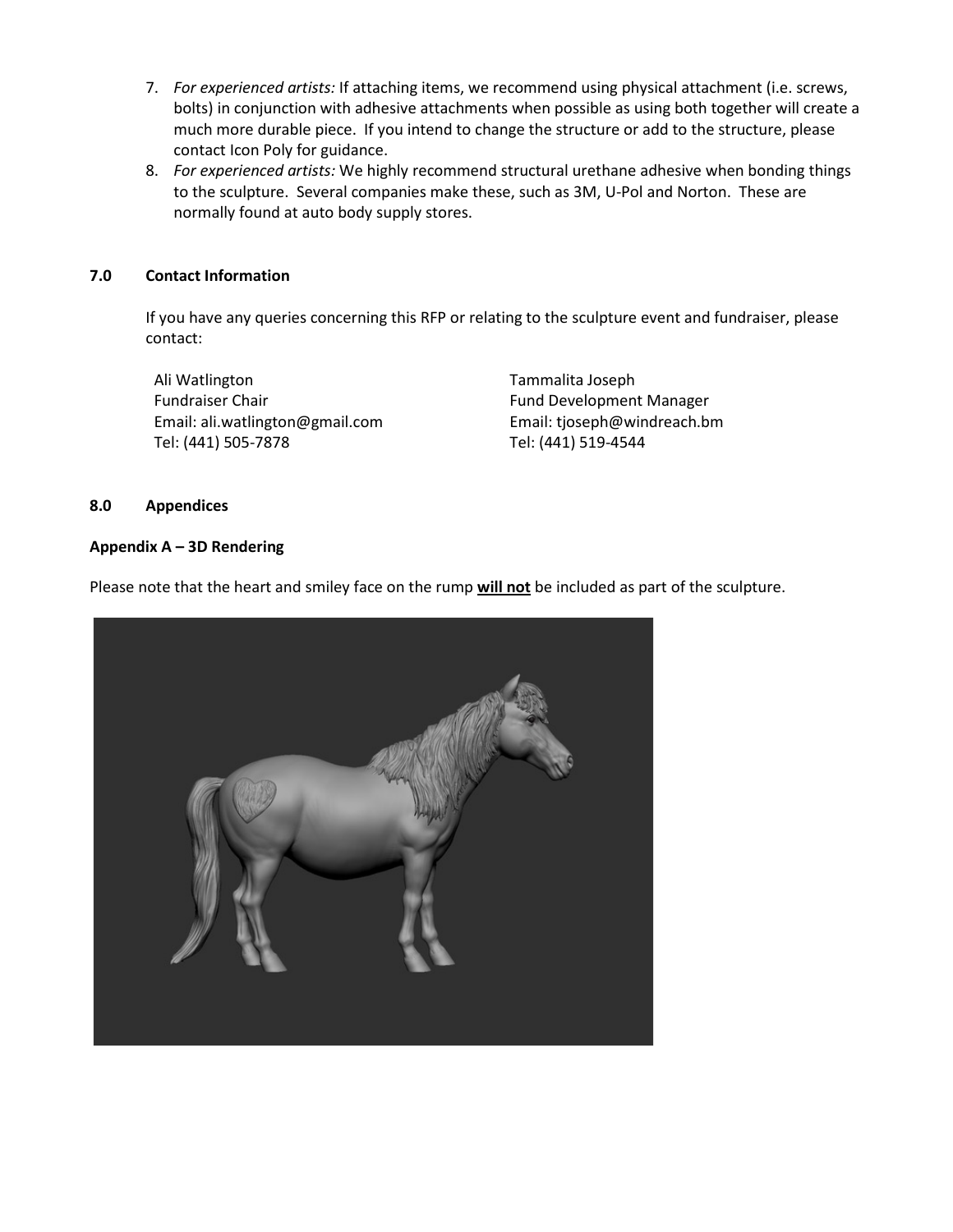7. *For experienced artists:* If attaching items, we recommend using physical attachment (i.e. screws, bolts) in conjunction with adhesive attachments when possible as using both together will create a much more durable piece. If you intend to change the structure or add to the structure, please contact Icon Poly for guidance.
8. *For experienced artists:* We highly recommend structural urethane adhesive when bonding things to the sculpture. Several companies make these, such as 3M, U-Pol and Norton. These are normally found at auto body supply stores.

## 7.0 Contact Information

If you have any queries concerning this RFP or relating to the sculpture event and fundraiser, please contact:

Ali Watlington
Fundraiser Chair
Email: ali.watlington@gmail.com
Tel: (441) 505-7878

Tammalita Joseph
Fund Development Manager
Email: tjoseph@windreach.bm
Tel: (441) 519-4544

## 8.0 Appendices

### Appendix A – 3D Rendering

Please note that the heart and smiley face on the rump **will not** be included as part of the sculpture.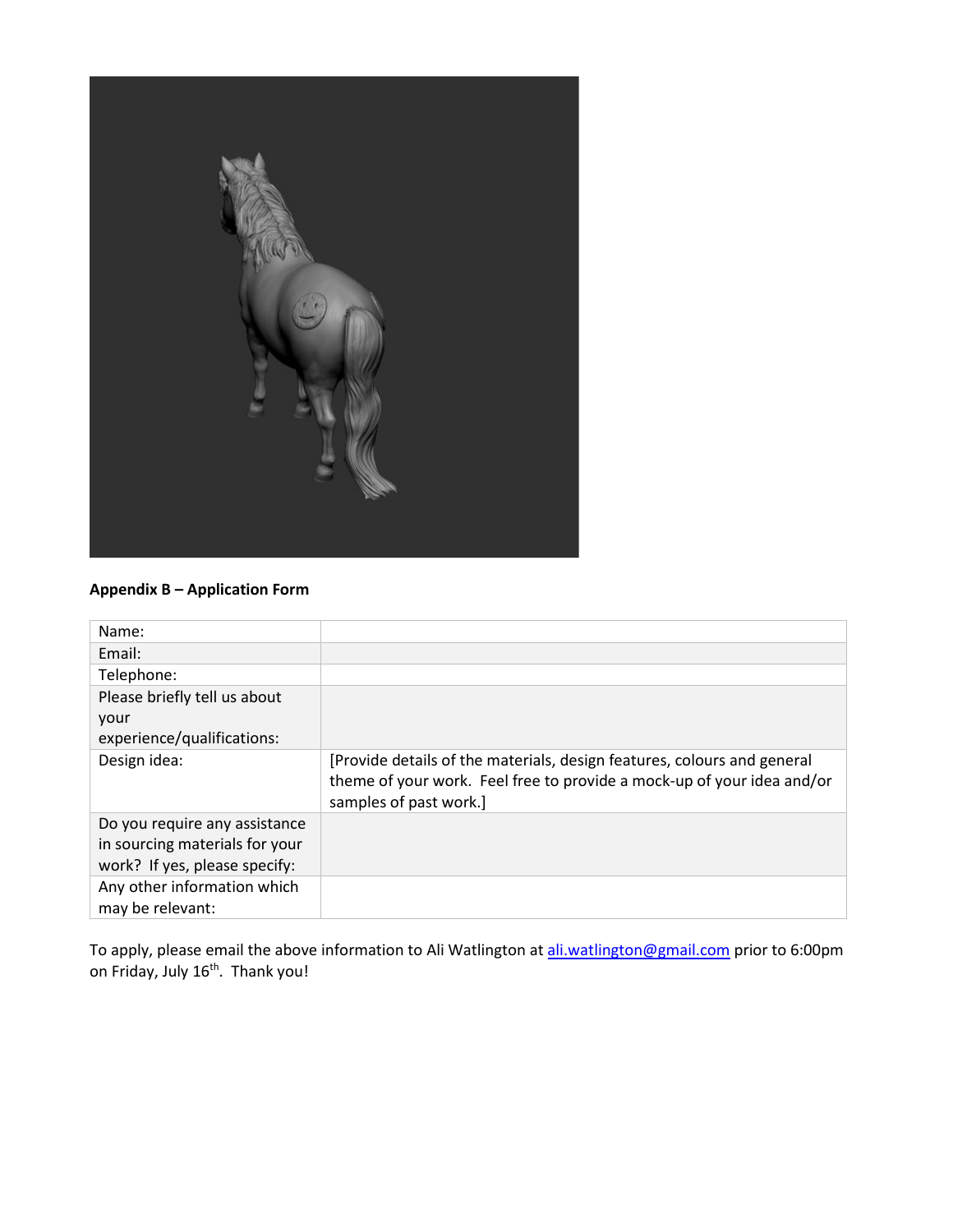**Appendix B – Application Form**

| | |
|---|---|
| Name: | |
| Email: | |
| Telephone: | |
| Please briefly tell us about your experience/qualifications: | |
| Design idea: | [Provide details of the materials, design features, colours and general theme of your work. Feel free to provide a mock-up of your idea and/or samples of past work.] |
| Do you require any assistance in sourcing materials for your work? If yes, please specify: | |
| Any other information which may be relevant: | |

To apply, please email the above information to Ali Watlington at ali.watlington@gmail.com prior to 6:00pm on Friday, July 16th. Thank you!